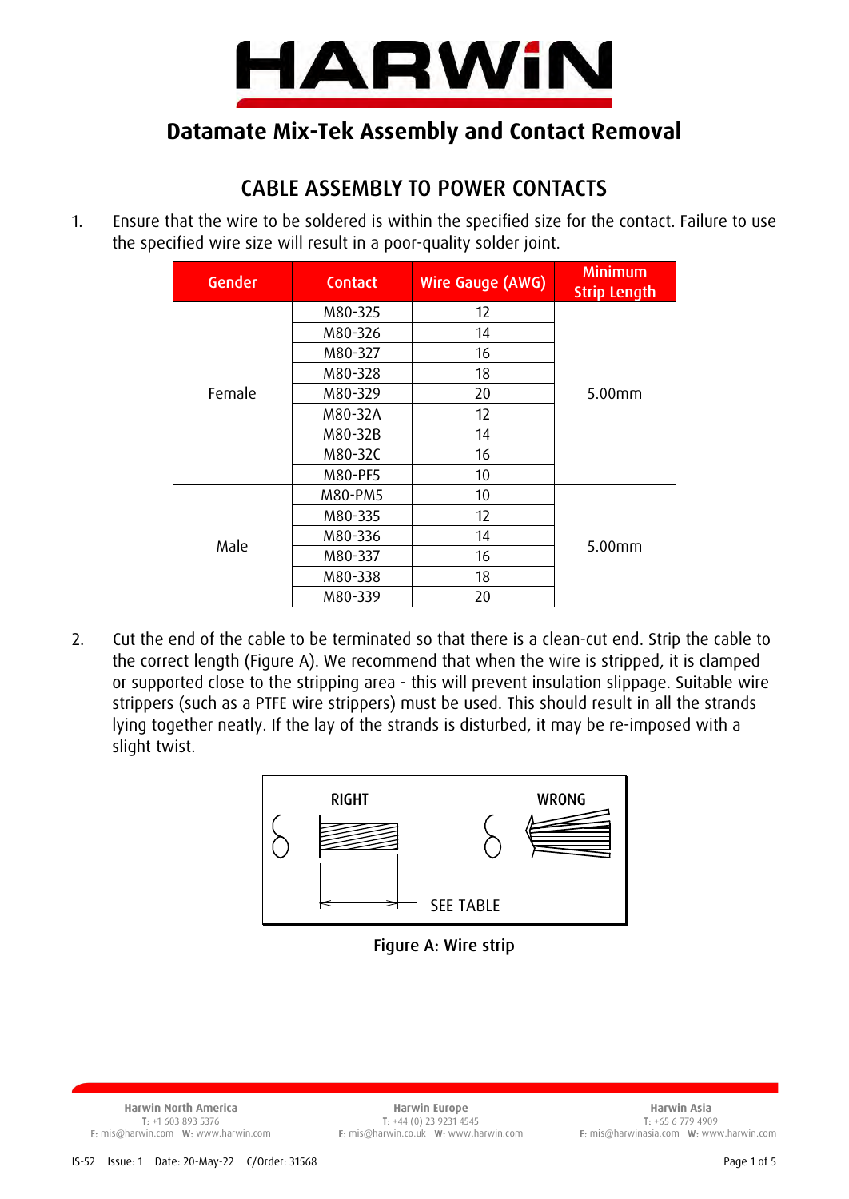# Datamate Mix-Tek Assembly and Contact Removal

## CABLE ASSEMBLY TO POWER CONTACTS

1. Ensure that the wire to be soldered is within the specified size for the contact. Failure to use the specified wire size will result in a poor-quality solder joint.

| Gender | Contact | Wire Gauge (AWG) | Minimum Strip Length |
|---|---|---|---|
| Female | M80-325 | 12 | 5.00mm |
| | M80-326 | 14 | |
| | M80-327 | 16 | |
| | M80-328 | 18 | |
| | M80-329 | 20 | |
| | M80-32A | 12 | |
| | M80-32B | 14 | |
| | M80-32C | 16 | |
| | M80-PF5 | 10 | |
| Male | M80-PM5 | 10 | 5.00mm |
| | M80-335 | 12 | |
| | M80-336 | 14 | |
| | M80-337 | 16 | |
| | M80-338 | 18 | |
| | M80-339 | 20 | |

2. Cut the end of the cable to be terminated so that there is a clean-cut end. Strip the cable to the correct length (Figure A). We recommend that when the wire is stripped, it is clamped or supported close to the stripping area - this will prevent insulation slippage. Suitable wire strippers (such as a PTFE wire strippers) must be used. This should result in all the strands lying together neatly. If the lay of the strands is disturbed, it may be re-imposed with a slight twist.

RIGHT — WRONG — SEE TABLE

Figure A: Wire strip

**Harwin North America**
T: +1 603 893 5376
E: mis@harwin.com W: www.harwin.com

**Harwin Europe**
T: +44 (0) 23 9231 4545
E: mis@harwin.co.uk W: www.harwin.com

**Harwin Asia**
T: +65 6 779 4909
E: mis@harwinasia.com W: www.harwin.com

IS-52 Issue: 1 Date: 20-May-22 C/Order: 31568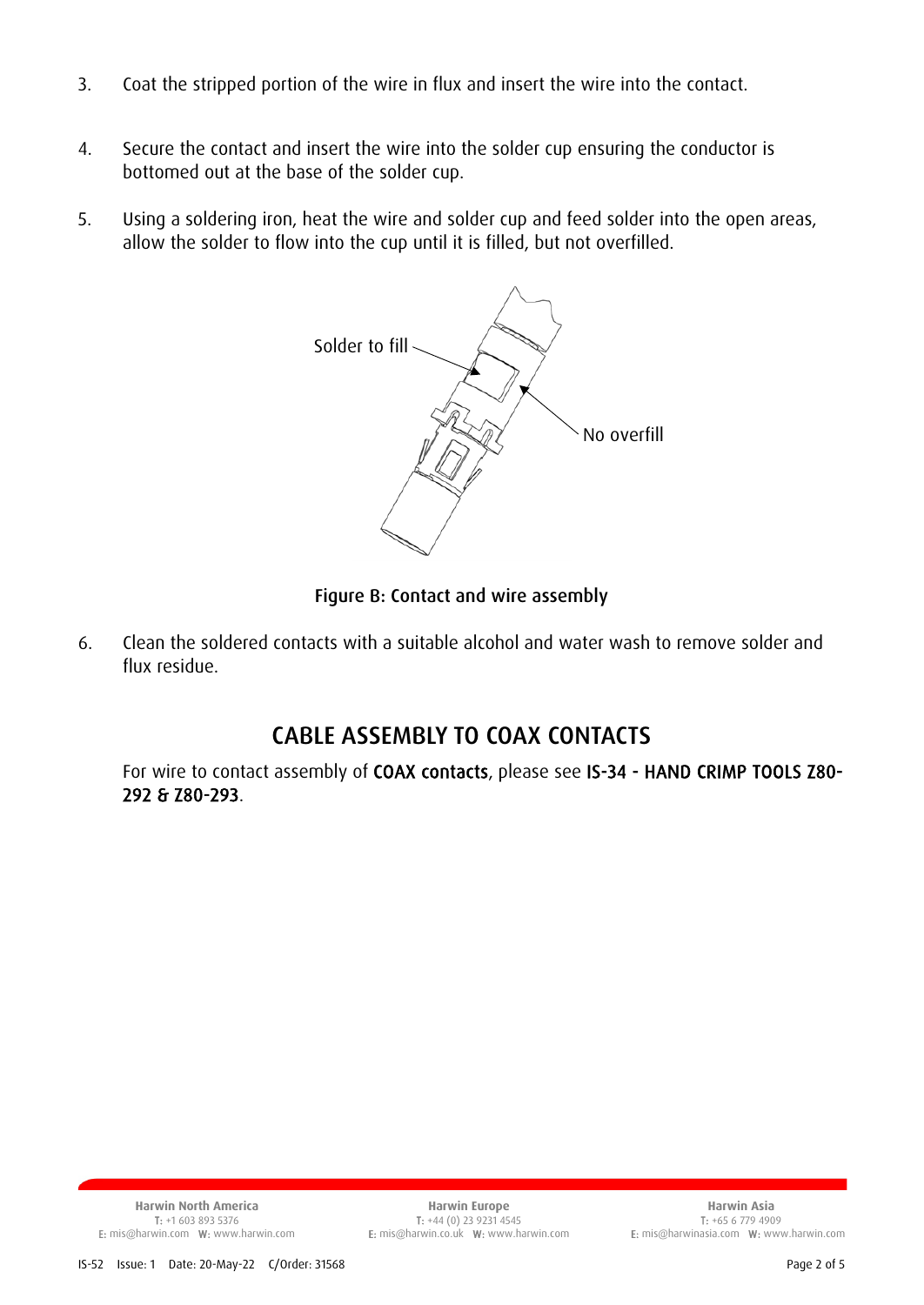3. Coat the stripped portion of the wire in flux and insert the wire into the contact.

4. Secure the contact and insert the wire into the solder cup ensuring the conductor is bottomed out at the base of the solder cup.

5. Using a soldering iron, heat the wire and solder cup and feed solder into the open areas, allow the solder to flow into the cup until it is filled, but not overfilled.

Solder to fill

No overfill

**Figure B: Contact and wire assembly**

6. Clean the soldered contacts with a suitable alcohol and water wash to remove solder and flux residue.

## CABLE ASSEMBLY TO COAX CONTACTS

For wire to contact assembly of **COAX contacts**, please see **IS-34 - HAND CRIMP TOOLS Z80-292 & Z80-293**.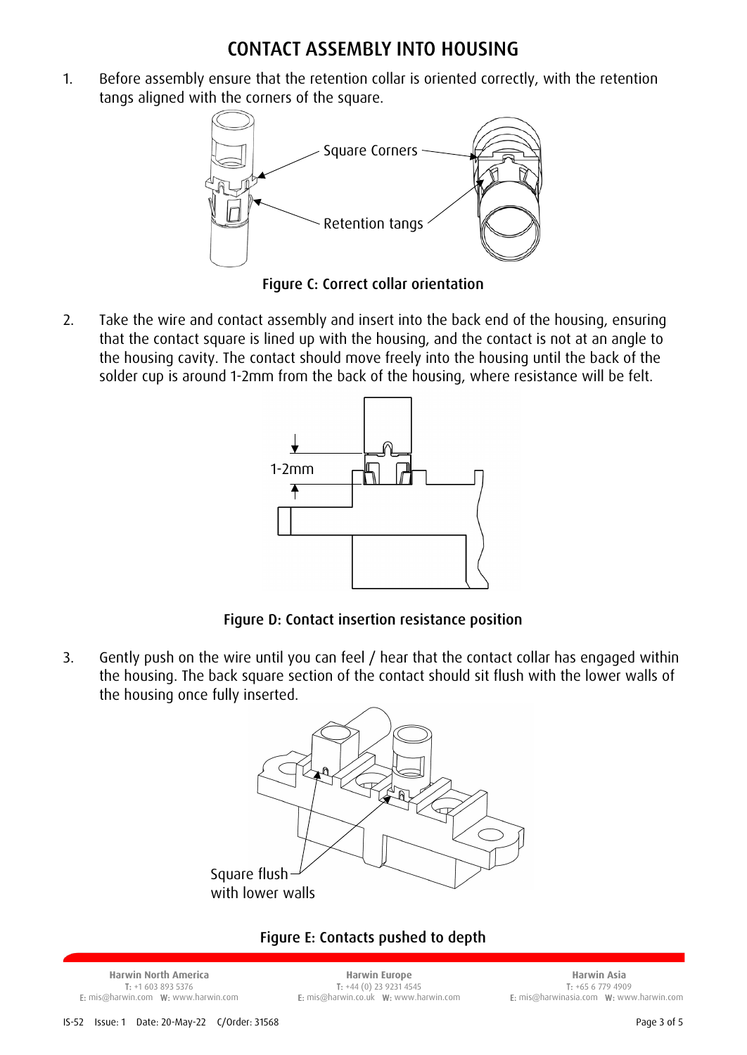# CONTACT ASSEMBLY INTO HOUSING

1. Before assembly ensure that the retention collar is oriented correctly, with the retention tangs aligned with the corners of the square.

Square Corners

Retention tangs

Figure C: Correct collar orientation

2. Take the wire and contact assembly and insert into the back end of the housing, ensuring that the contact square is lined up with the housing, and the contact is not at an angle to the housing cavity. The contact should move freely into the housing until the back of the solder cup is around 1-2mm from the back of the housing, where resistance will be felt.

1-2mm

Figure D: Contact insertion resistance position

3. Gently push on the wire until you can feel / hear that the contact collar has engaged within the housing. The back square section of the contact should sit flush with the lower walls of the housing once fully inserted.

Square flush with lower walls

Figure E: Contacts pushed to depth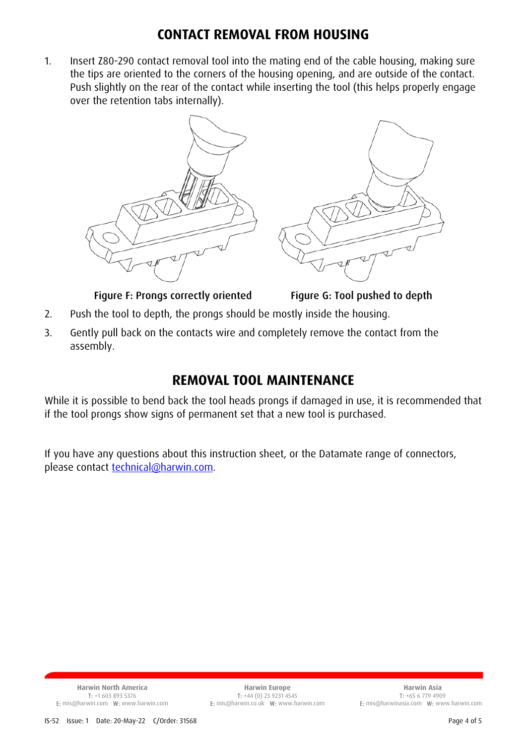# CONTACT REMOVAL FROM HOUSING

1. Insert Z80-290 contact removal tool into the mating end of the cable housing, making sure the tips are oriented to the corners of the housing opening, and are outside of the contact. Push slightly on the rear of the contact while inserting the tool (this helps properly engage over the retention tabs internally).

**Figure F: Prongs correctly oriented**

**Figure G: Tool pushed to depth**

2. Push the tool to depth, the prongs should be mostly inside the housing.
3. Gently pull back on the contacts wire and completely remove the contact from the assembly.

# REMOVAL TOOL MAINTENANCE

While it is possible to bend back the tool heads prongs if damaged in use, it is recommended that if the tool prongs show signs of permanent set that a new tool is purchased.

If you have any questions about this instruction sheet, or the Datamate range of connectors, please contact technical@harwin.com.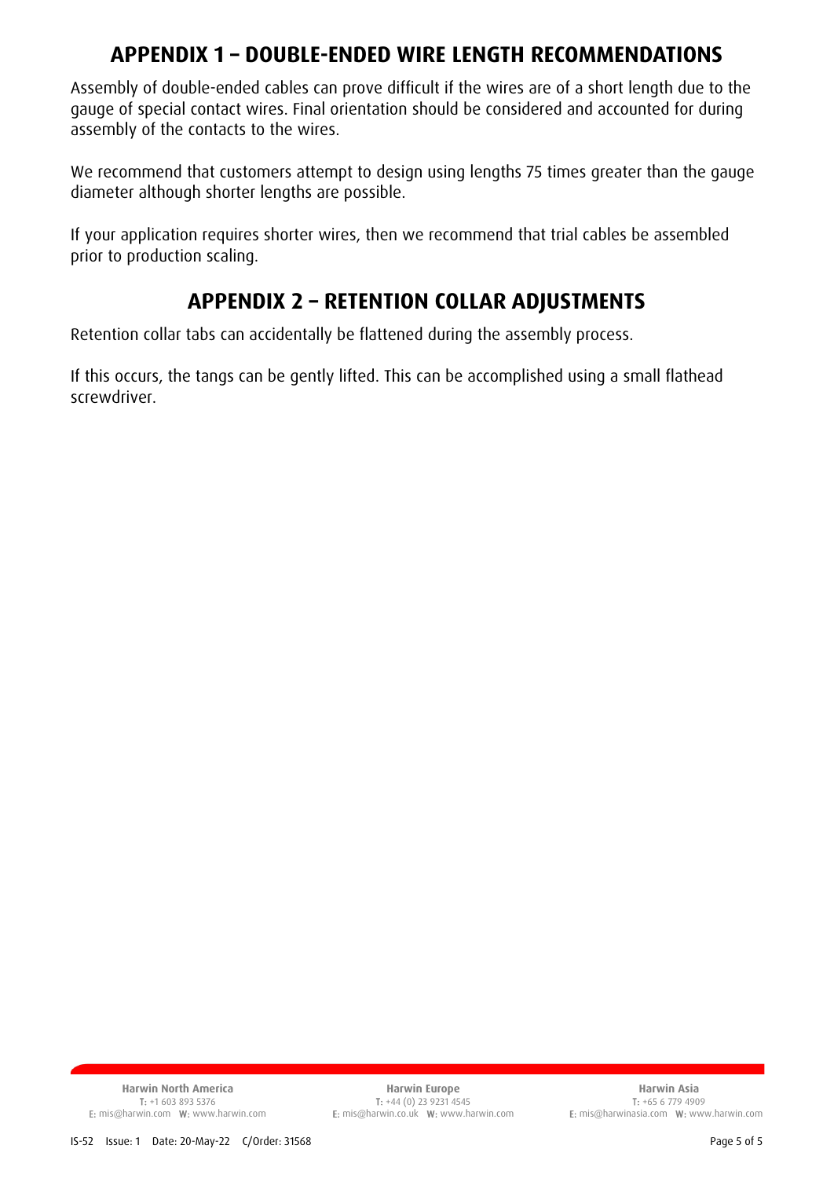# APPENDIX 1 – DOUBLE-ENDED WIRE LENGTH RECOMMENDATIONS

Assembly of double-ended cables can prove difficult if the wires are of a short length due to the gauge of special contact wires. Final orientation should be considered and accounted for during assembly of the contacts to the wires.

We recommend that customers attempt to design using lengths 75 times greater than the gauge diameter although shorter lengths are possible.

If your application requires shorter wires, then we recommend that trial cables be assembled prior to production scaling.

# APPENDIX 2 – RETENTION COLLAR ADJUSTMENTS

Retention collar tabs can accidentally be flattened during the assembly process.

If this occurs, the tangs can be gently lifted. This can be accomplished using a small flathead screwdriver.